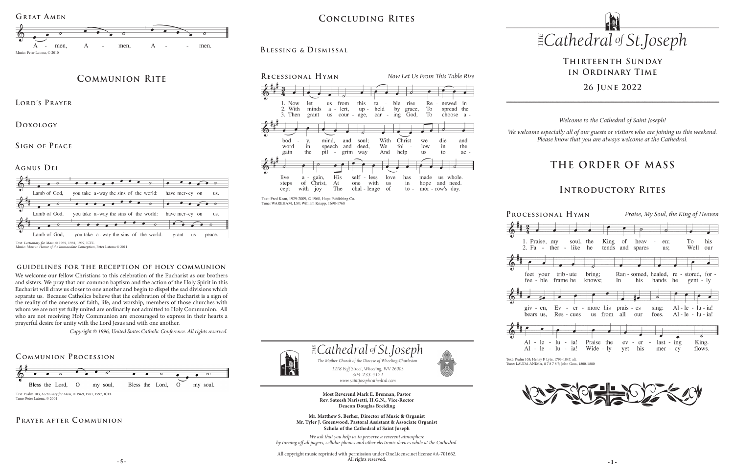## Great Amen

A - men, A - men, A - - men.

Music: Peter Latona, © 2010

# Communion Rite

## Lord's Prayer

## Doxology

## Sign of Peace

## Agnus Dei

Lamb of God, you take a-way the sins of the world: have mer-cy on us.

Lamb of God, you take a-way the sins of the world: have mer-cy on us.

Lamb of God, you take a-way the sins of the world: grant us peace.

Text: *Lectionary for Mass*, © 1969, 1981, 1997, ICEL
Music: *Mass in Honor of the Immaculate Conception*, Peter Latona © 2011

### Guidelines for the Reception of Holy Communion

We welcome our fellow Christians to this celebration of the Eucharist as our brothers and sisters. We pray that our common baptism and the action of the Holy Spirit in this Eucharist will draw us closer to one another and begin to dispel the sad divisions which separate us. Because Catholics believe that the celebration of the Eucharist is a sign of the reality of the oneness of faith, life, and worship, members of those churches with whom we are not yet fully united are ordinarily not admitted to Holy Communion. All who are not receiving Holy Communion are encouraged to express in their hearts a prayerful desire for unity with the Lord Jesus and with one another.

*Copyright © 1996, United States Catholic Conference. All rights reserved.*

## Communion Procession

Bless the Lord, O my soul, Bless the Lord, O my soul.

Text: Psalm 103; *Lectionary for Mass*, © 1969, 1981, 1997, ICEL
Tune: Peter Latona, © 2004

## Prayer after Communion

# Concluding Rites

## Blessing & Dismissal

## Recessional Hymn

*Now Let Us From This Table Rise*

1. Now let us from this ta - ble rise Re - newed in bod - y, mind, and soul; With Christ we die and live a - gain, His self - less love has made us whole.
2. With minds a - lert, up - held by grace, To spread the word in speech and deed, We fol - low in the steps of Christ, At one with us in hope and need.
3. Then grant us cour - age, car - ing God, To choose a - gain the pil - grim way And help us to ac - cept with joy The chal - lenge of to - mor - row's day.

Text: Fred Kaan, 1929-2009, © 1968, Hope Publishing Co.
Tune: WAREHAM, LM; William Knapp, 1698-1768

*The Cathedral of St. Joseph*

*The Mother Church of the Diocese of Wheeling-Charleston*

*1218 Eoff Street, Wheeling, WV 26003*
*304.233.4121*
*www.saintjosephcathedral.com*

**Most Reverend Mark E. Brennan, Pastor**
**Rev. Sateesh Narisetti, H.G.N., Vice-Rector**
**Deacon Douglas Breiding**

**Mr. Matthew S. Berher, Director of Music & Organist**
**Mr. Tyler J. Greenwood, Pastoral Assistant & Associate Organist**
**Schola of the Cathedral of Saint Joseph**

*We ask that you help us to preserve a reverent atmosphere by turning off all pagers, cellular phones and other electronic devices while at the Cathedral.*

All copyright music reprinted with permission under OneLicense.net license #A-701662. All rights reserved.

# The Cathedral of St. Joseph

## Thirteenth Sunday in Ordinary Time

## 26 June 2022

*Welcome to the Cathedral of Saint Joseph!*

*We welcome especially all of our guests or visitors who are joining us this weekend. Please know that you are always welcome at the Cathedral.*

# The Order of Mass

# Introductory Rites

## Processional Hymn

*Praise, My Soul, the King of Heaven*

1. Praise, my soul, the King of heav - en; To his feet your trib - ute bring; Ran - somed, healed, re - stored, for - giv - en, Ev - er - more his prais - es sing: Al - le - lu - ia! Al - le - lu - ia! Praise the ev - er - last - ing King.
2. Fa - ther - like he tends and spares us; Well our fee - ble frame he knows; In his hands he gent - ly bears us, Res - cues us from all our foes. Al - le - lu - ia! Al - le - lu - ia! Wide - ly yet his mer - cy flows.

Text: Psalm 103; Henry F. Lyte, 1793-1847, alt.
Tune: LAUDA ANIMA, 8 7 8 7 8 7; John Goss, 1800-1880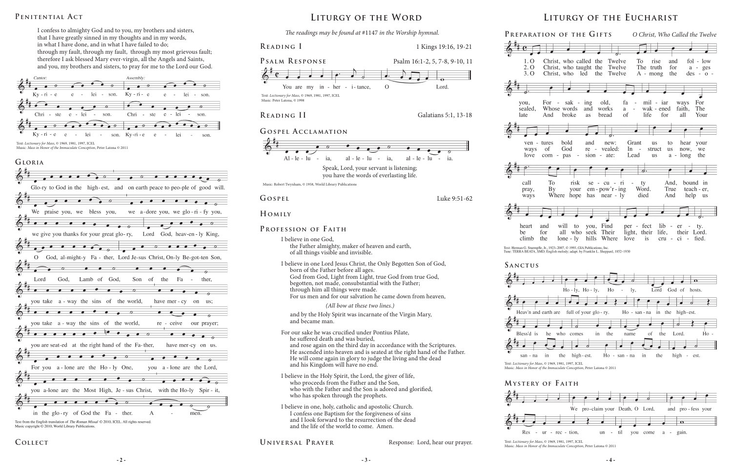## Penitential Act

I confess to almighty God and to you, my brothers and sisters,
that I have greatly sinned in my thoughts and in my words,
in what I have done, and in what I have failed to do;
through my fault, through my fault, through my most grievous fault;
therefore I ask blessed Mary ever-virgin, all the Angels and Saints,
and you, my brothers and sisters, to pray for me to the Lord our God.

*Cantor:* Ky - ri - e e - lei - son. *Assembly:* Ky - ri - e e - lei - son.

Chri - ste e - lei - son. Chri - ste e - lei - son.

Ky - ri - e e - lei - son. Ky - ri - e e - lei - son.

Text: *Lectionary for Mass*, © 1969, 1981, 1997, ICEL
Music: *Mass in Honor of the Immaculate Conception*, Peter Latona © 2011

## Gloria

Glo-ry to God in the high-est, and on earth peace to peo-ple of good will.
We praise you, we bless you, we a-dore you, we glo-ri-fy you,
we give you thanks for your great glo-ry, Lord God, heav-en-ly King,
O God, al-might-y Fa-ther, Lord Je-sus Christ, On-ly Be-got-ten Son,
Lord God, Lamb of God, Son of the Fa - ther,
you take a-way the sins of the world, have mer-cy on us;
you take a-way the sins of the world, re-ceive our prayer;
you are seat-ed at the right hand of the Fa-ther, have mer-cy on us.
For you a-lone are the Ho-ly One, you a-lone are the Lord,
you a-lone are the Most High, Je-sus Christ, with the Ho-ly Spir-it,
in the glo-ry of God the Fa-ther. A - men.

Text from the English translation of *The Roman Missal* © 2010, ICEL. All rights reserved.
Music copyright © 2010, World Library Publications.

## Collect

# Liturgy of the Word

*The readings may be found at #1147 in the Worship hymnal.*

## Reading I

1 Kings 19:16, 19-21

## Psalm Response

Psalm 16:1-2, 5, 7-8, 9-10, 11

You are my in - her - i - tance, O Lord.

Text: *Lectionary for Mass*, © 1969, 1981, 1997, ICEL
Music: Peter Latona, © 1998

## Reading II

Galatians 5:1, 13-18

## Gospel Acclamation

Al - le - lu - ia, al - le - lu - ia, al - le - lu - ia.

Speak, Lord, your servant is listening;
you have the words of everlasting life.

Music: Robert Twynham, © 1958, World Library Publications

## Gospel

Luke 9:51-62

## Homily

## Profession of Faith

I believe in one God,
the Father almighty, maker of heaven and earth,
of all things visible and invisible.

I believe in one Lord Jesus Christ, the Only Begotten Son of God,
born of the Father before all ages.
God from God, Light from Light, true God from true God,
begotten, not made, consubstantial with the Father;
through him all things were made.
For us men and for our salvation he came down from heaven,

*(All bow at these two lines.)*

and by the Holy Spirit was incarnate of the Virgin Mary,
and became man.

For our sake he was crucified under Pontius Pilate,
he suffered death and was buried,
and rose again on the third day in accordance with the Scriptures.
He ascended into heaven and is seated at the right hand of the Father.
He will come again in glory to judge the living and the dead
and his Kingdom will have no end.

I believe in the Holy Spirit, the Lord, the giver of life,
who proceeds from the Father and the Son,
who with the Father and the Son is adored and glorified,
who has spoken through the prophets.

I believe in one, holy, catholic and apostolic Church.
I confess one Baptism for the forgiveness of sins
and I look forward to the resurrection of the dead
and the life of the world to come. Amen.

## Universal Prayer

Response: Lord, hear our prayer.

# Liturgy of the Eucharist

## Preparation of the Gifts

*O Christ, Who Called the Twelve*

1. O Christ, who called the Twelve To rise and fol - low you, For - sak - ing old, fa - mil - iar ways For ven - tures bold and new: Grant us to hear your call To risk se - cu - ri - ty And, bound in heart and will to you, Find per - fect lib - er - ty.
2. O Christ, who taught the Twelve The truth for a - ges sealed, Whose words and works a - wak - ened faith, The ways of God re - vealed: In - struct us now, we pray, By your em - pow'r - ing Word. True teach - er, be for all who seek Their light, their life, their Lord.
3. O Christ, who led the Twelve A - mong the des - o - late And broke as bread of life for all Your love com - pas - sion - ate: Lead us a - long the ways Where hope has near - ly died And help us climb the lone - ly hills Where love is cru - ci - fied.

Text: Herman G. Stuempfle, Jr., 1923–2007, © 1993, GIA Publications, Inc.
Tune: TERRA BEATA, SMD; English melody; adapt. by Franklin L. Sheppard, 1852–1930

## Sanctus

Ho - ly, Ho - ly, Ho - ly, Lord God of hosts.
Heav'n and earth are full of your glo - ry. Ho - san - na in the high - est.
Bless'd is he who comes in the name of the Lord. Ho - san - na in the high - est. Ho - san - na in the high - est.

Text: *Lectionary for Mass*, © 1969, 1981, 1997, ICEL
Music: *Mass in Honor of the Immaculate Conception*, Peter Latona © 2011

## Mystery of Faith

We pro - claim your Death, O Lord, and pro - fess your Res - ur - rec - tion, un - til you come a - gain.

Text: *Lectionary for Mass*, © 1969, 1981, 1997, ICEL
Music: *Mass in Honor of the Immaculate Conception*, Peter Latona © 2011